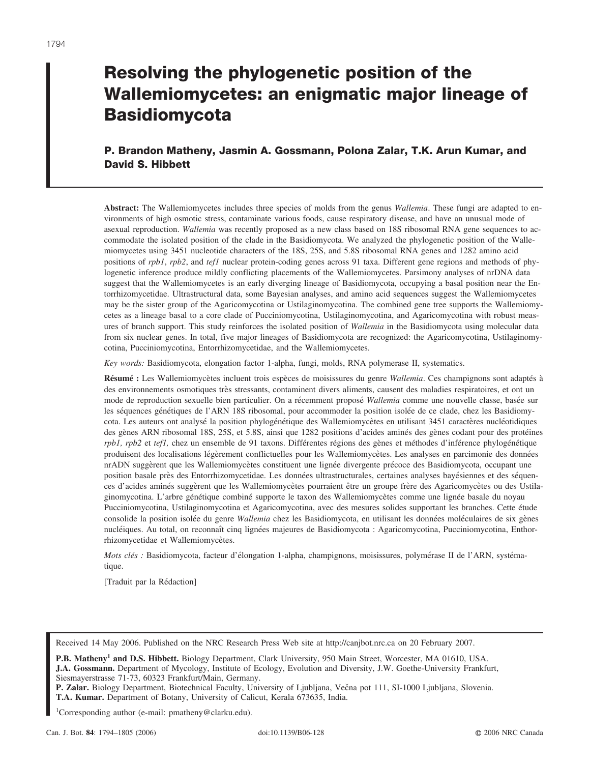# Resolving the phylogenetic position of the Wallemiomycetes: an enigmatic major lineage of Basidiomycota

**P. Brandon Matheny, Jasmin A. Gossmann, Polona Zalar, T.K. Arun Kumar, and David S. Hibbett**

**Abstract:** The Wallemiomycetes includes three species of molds from the genus *Wallemia*. These fungi are adapted to environments of high osmotic stress, contaminate various foods, cause respiratory disease, and have an unusual mode of asexual reproduction. *Wallemia* was recently proposed as a new class based on 18S ribosomal RNA gene sequences to accommodate the isolated position of the clade in the Basidiomycota. We analyzed the phylogenetic position of the Wallemiomycetes using 3451 nucleotide characters of the 18S, 25S, and 5.8S ribosomal RNA genes and 1282 amino acid positions of *rpb1*, *rpb2*, and *tef1* nuclear protein-coding genes across 91 taxa. Different gene regions and methods of phylogenetic inference produce mildly conflicting placements of the Wallemiomycetes. Parsimony analyses of nrDNA data suggest that the Wallemiomycetes is an early diverging lineage of Basidiomycota, occupying a basal position near the Entorrhizomycetidae. Ultrastructural data, some Bayesian analyses, and amino acid sequences suggest the Wallemiomycetes may be the sister group of the Agaricomycotina or Ustilaginomycotina. The combined gene tree supports the Wallemiomycetes as a lineage basal to a core clade of Pucciniomycotina, Ustilaginomycotina, and Agaricomycotina with robust measures of branch support. This study reinforces the isolated position of *Wallemia* in the Basidiomycota using molecular data from six nuclear genes. In total, five major lineages of Basidiomycota are recognized: the Agaricomycotina, Ustilaginomycotina, Pucciniomycotina, Entorrhizomycetidae, and the Wallemiomycetes.

*Key words:* Basidiomycota, elongation factor 1-alpha, fungi, molds, RNA polymerase II, systematics.

**Résumé :** Les Wallemiomycètes incluent trois espèces de moisissures du genre *Wallemia*. Ces champignons sont adaptés à des environnements osmotiques très stressants, contaminent divers aliments, causent des maladies respiratoires, et ont un mode de reproduction sexuelle bien particulier. On a récemment proposé *Wallemia* comme une nouvelle classe, basée sur les séquences génétiques de l'ARN 18S ribosomal, pour accommoder la position isolée de ce clade, chez les Basidiomycota. Les auteurs ont analysé la position phylogénétique des Wallemiomycètes en utilisant 3451 caractères nucléotidiques des gènes ARN ribosomal 18S, 25S, et 5.8S, ainsi que 1282 positions d'acides aminés des gènes codant pour des protéines *rpb1, rpb2* et *tef1,* chez un ensemble de 91 taxons. Différentes régions des gènes et méthodes d'inférence phylogénétique produisent des localisations légèrement conflictuelles pour les Wallemiomycètes. Les analyses en parcimonie des données nrADN suggèrent que les Wallemiomycètes constituent une lignée divergente précoce des Basidiomycota, occupant une position basale près des Entorrhizomycetidae. Les données ultrastructurales, certaines analyses bayésiennes et des séquences d'acides aminés suggèrent que les Wallemiomycètes pourraient être un groupe frère des Agaricomycètes ou des Ustilaginomycotina. L'arbre génétique combiné supporte le taxon des Wallemiomycètes comme une lignée basale du noyau Pucciniomycotina, Ustilaginomycotina et Agaricomycotina, avec des mesures solides supportant les branches. Cette étude consolide la position isolée du genre *Wallemia* chez les Basidiomycota, en utilisant les données moléculaires de six gènes nucléiques. Au total, on reconnaît cinq lignées majeures de Basidiomycota : Agaricomycotina, Pucciniomycotina, Enthorrhizomycetidae et Wallemiomycètes.

*Mots clés :* Basidiomycota, facteur d'élongation 1-alpha, champignons, moisissures, polymérase II de l'ARN, systématique.

[Traduit par la Rédaction]

Received 14 May 2006. Published on the NRC Research Press Web site at http://canjbot.nrc.ca on 20 February 2007.

**P.B. Matheny[1] and D.S. Hibbett.** Biology Department, Clark University, 950 Main Street, Worcester, MA 01610, USA.
**J.A. Gossmann.** Department of Mycology, Institute of Ecology, Evolution and Diversity, J.W. Goethe-University Frankfurt, Siesmayerstrasse 71-73, 60323 Frankfurt/Main, Germany.
**P. Zalar.** Biology Department, Biotechnical Faculty, University of Ljubljana, Večna pot 111, SI-1000 Ljubljana, Slovenia.
**T.A. Kumar.** Department of Botany, University of Calicut, Kerala 673635, India.

[1]Corresponding author (e-mail: pmatheny@clarku.edu).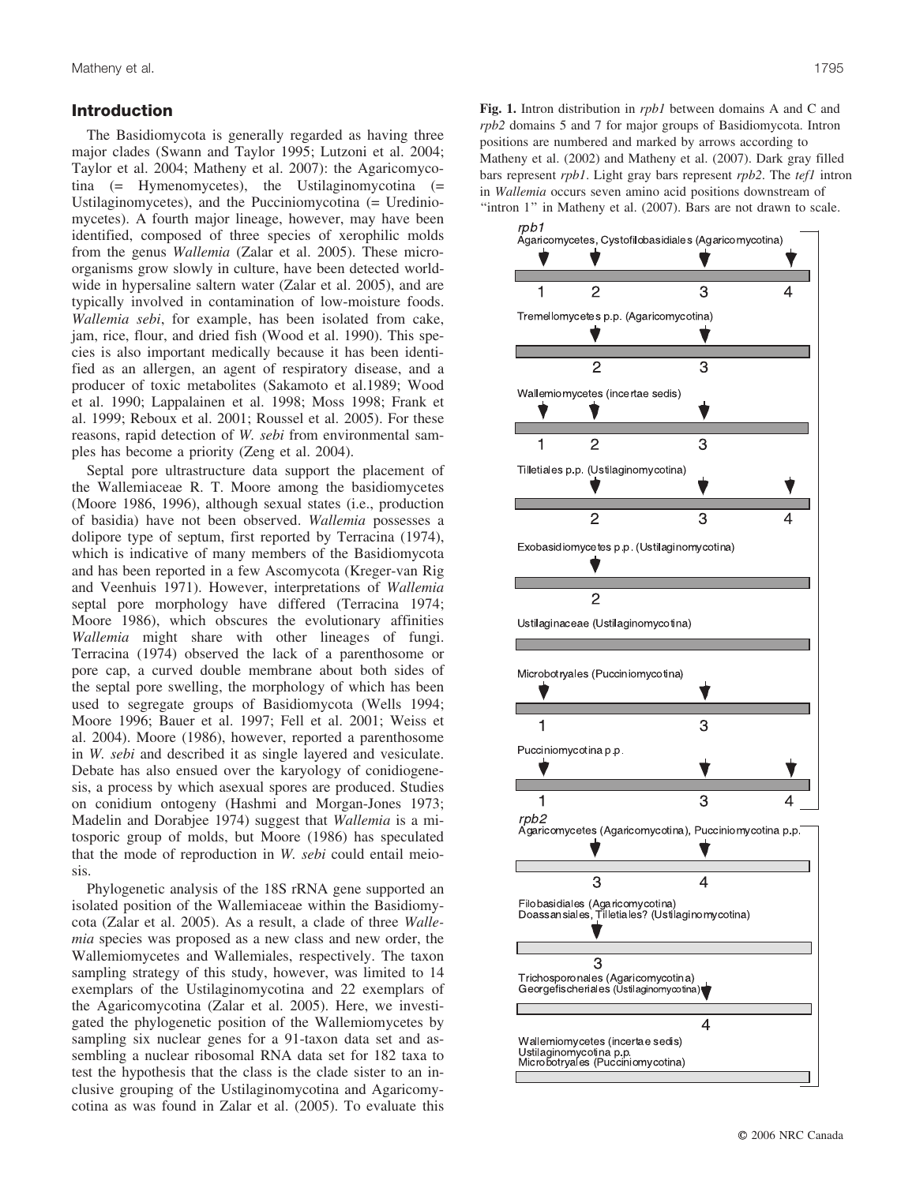## Introduction

The Basidiomycota is generally regarded as having three major clades (Swann and Taylor 1995; Lutzoni et al. 2004; Taylor et al. 2004; Matheny et al. 2007): the Agaricomycotina (= Hymenomycetes), the Ustilaginomycotina (= Ustilaginomycetes), and the Pucciniomycotina (= Urediniomycetes). A fourth major lineage, however, may have been identified, composed of three species of xerophilic molds from the genus *Wallemia* (Zalar et al. 2005). These microorganisms grow slowly in culture, have been detected worldwide in hypersaline saltern water (Zalar et al. 2005), and are typically involved in contamination of low-moisture foods. *Wallemia sebi*, for example, has been isolated from cake, jam, rice, flour, and dried fish (Wood et al. 1990). This species is also important medically because it has been identified as an allergen, an agent of respiratory disease, and a producer of toxic metabolites (Sakamoto et al.1989; Wood et al. 1990; Lappalainen et al. 1998; Moss 1998; Frank et al. 1999; Reboux et al. 2001; Roussel et al. 2005). For these reasons, rapid detection of *W. sebi* from environmental samples has become a priority (Zeng et al. 2004).

Septal pore ultrastructure data support the placement of the Wallemiaceae R. T. Moore among the basidiomycetes (Moore 1986, 1996), although sexual states (i.e., production of basidia) have not been observed. *Wallemia* possesses a dolipore type of septum, first reported by Terracina (1974), which is indicative of many members of the Basidiomycota and has been reported in a few Ascomycota (Kreger-van Rig and Veenhuis 1971). However, interpretations of *Wallemia* septal pore morphology have differed (Terracina 1974; Moore 1986), which obscures the evolutionary affinities *Wallemia* might share with other lineages of fungi. Terracina (1974) observed the lack of a parenthosome or pore cap, a curved double membrane about both sides of the septal pore swelling, the morphology of which has been used to segregate groups of Basidiomycota (Wells 1994; Moore 1996; Bauer et al. 1997; Fell et al. 2001; Weiss et al. 2004). Moore (1986), however, reported a parenthosome in *W. sebi* and described it as single layered and vesiculate. Debate has also ensued over the karyology of conidiogenesis, a process by which asexual spores are produced. Studies on conidium ontogeny (Hashmi and Morgan-Jones 1973; Madelin and Dorabjee 1974) suggest that *Wallemia* is a mitosporic group of molds, but Moore (1986) has speculated that the mode of reproduction in *W. sebi* could entail meiosis.

Phylogenetic analysis of the 18S rRNA gene supported an isolated position of the Wallemiaceae within the Basidiomycota (Zalar et al. 2005). As a result, a clade of three *Wallemia* species was proposed as a new class and new order, the Wallemiomycetes and Wallemiales, respectively. The taxon sampling strategy of this study, however, was limited to 14 exemplars of the Ustilaginomycotina and 22 exemplars of the Agaricomycotina (Zalar et al. 2005). Here, we investigated the phylogenetic position of the Wallemiomycetes by sampling six nuclear genes for a 91-taxon data set and assembling a nuclear ribosomal RNA data set for 182 taxa to test the hypothesis that the class is the clade sister to an inclusive grouping of the Ustilaginomycotina and Agaricomycotina as was found in Zalar et al. (2005). To evaluate this

**Fig. 1.** Intron distribution in *rpb1* between domains A and C and *rpb2* domains 5 and 7 for major groups of Basidiomycota. Intron positions are numbered and marked by arrows according to Matheny et al. (2002) and Matheny et al. (2007). Dark gray filled bars represent *rpb1*. Light gray bars represent *rpb2*. The *tef1* intron in *Wallemia* occurs seven amino acid positions downstream of "intron 1" in Matheny et al. (2007). Bars are not drawn to scale.

*rpb1*

Agaricomycetes, Cystofilobasidiales (Agaricomycotina): 1, 2, 3, 4

Tremellomycetes p.p. (Agaricomycotina): 2, 3

Wallemiomycetes (incertae sedis): 1, 2, 3

Tilletiales p.p. (Ustilaginomycotina): 2, 3, 4

Exobasidiomycetes p.p. (Ustilaginomycotina): 2

Ustilaginaceae (Ustilaginomycotina)

Microbotryales (Pucciniomycotina): 1, 3

Pucciniomycotina p.p.: 1, 3, 4

*rpb2*

Agaricomycetes (Agaricomycotina), Pucciniomycotina p.p.: 3, 4

Filobasidiales (Agaricomycotina), Doassansiales, Tilletiales? (Ustilaginomycotina): 3

Trichosporonales (Agaricomycotina), Georgefischeriales (Ustilaginomycotina): 4

Wallemiomycetes (incertae sedis), Ustilaginomycotina p.p., Microbotryales (Pucciniomycotina)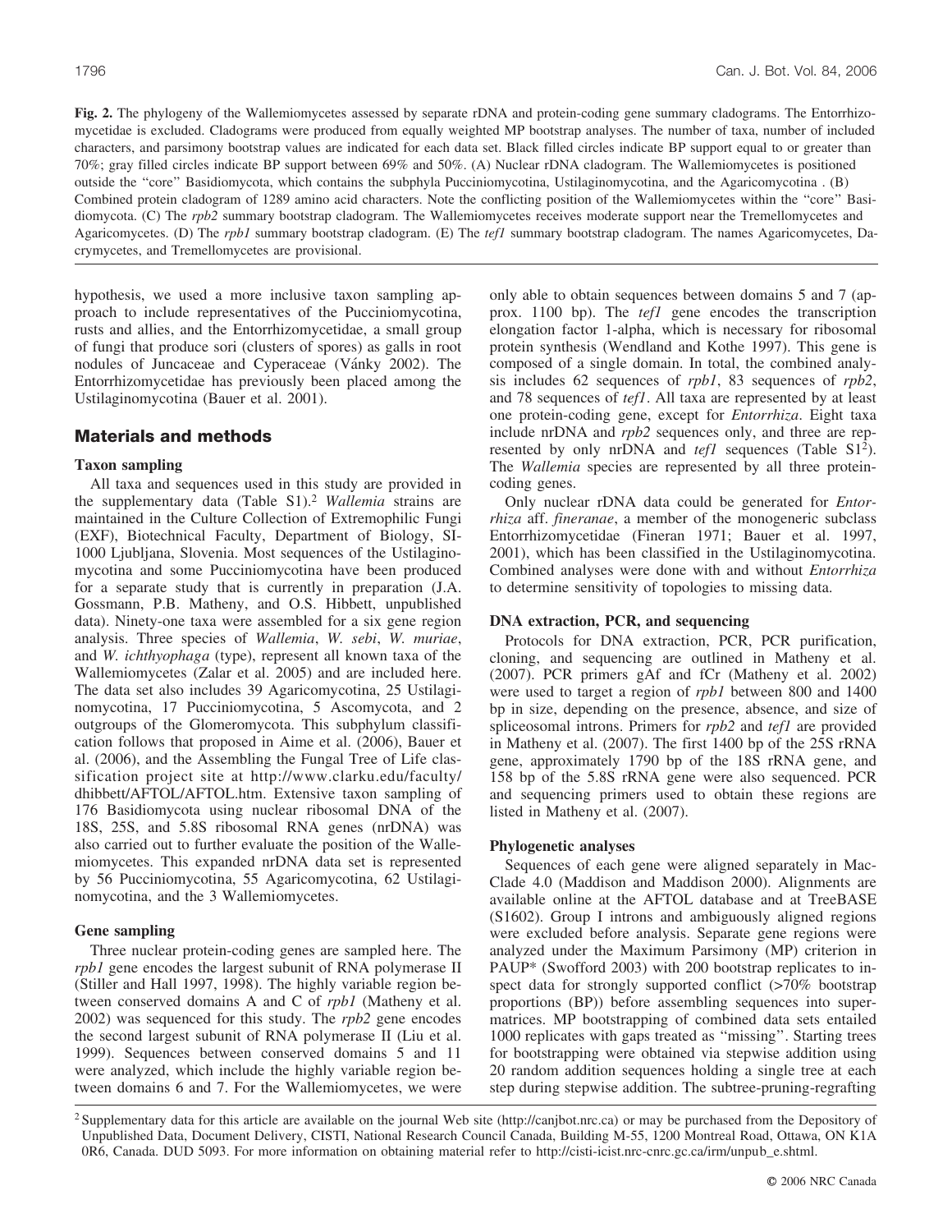**Fig. 2.** The phylogeny of the Wallemiomycetes assessed by separate rDNA and protein-coding gene summary cladograms. The Entorrhizomycetidae is excluded. Cladograms were produced from equally weighted MP bootstrap analyses. The number of taxa, number of included characters, and parsimony bootstrap values are indicated for each data set. Black filled circles indicate BP support equal to or greater than 70%; gray filled circles indicate BP support between 69% and 50%. (A) Nuclear rDNA cladogram. The Wallemiomycetes is positioned outside the "core" Basidiomycota, which contains the subphyla Pucciniomycotina, Ustilaginomycotina, and the Agaricomycotina . (B) Combined protein cladogram of 1289 amino acid characters. Note the conflicting position of the Wallemiomycetes within the "core" Basidiomycota. (C) The *rpb2* summary bootstrap cladogram. The Wallemiomycetes receives moderate support near the Tremellomycetes and Agaricomycetes. (D) The *rpb1* summary bootstrap cladogram. (E) The *tef1* summary bootstrap cladogram. The names Agaricomycetes, Dacrymycetes, and Tremellomycetes are provisional.

hypothesis, we used a more inclusive taxon sampling approach to include representatives of the Pucciniomycotina, rusts and allies, and the Entorrhizomycetidae, a small group of fungi that produce sori (clusters of spores) as galls in root nodules of Juncaceae and Cyperaceae (Vánky 2002). The Entorrhizomycetidae has previously been placed among the Ustilaginomycotina (Bauer et al. 2001).

## Materials and methods

### Taxon sampling

All taxa and sequences used in this study are provided in the supplementary data (Table S1).[2] *Wallemia* strains are maintained in the Culture Collection of Extremophilic Fungi (EXF), Biotechnical Faculty, Department of Biology, SI-1000 Ljubljana, Slovenia. Most sequences of the Ustilaginomycotina and some Pucciniomycotina have been produced for a separate study that is currently in preparation (J.A. Gossmann, P.B. Matheny, and O.S. Hibbett, unpublished data). Ninety-one taxa were assembled for a six gene region analysis. Three species of *Wallemia*, *W. sebi*, *W. muriae*, and *W. ichthyophaga* (type), represent all known taxa of the Wallemiomycetes (Zalar et al. 2005) and are included here. The data set also includes 39 Agaricomycotina, 25 Ustilaginomycotina, 17 Pucciniomycotina, 5 Ascomycota, and 2 outgroups of the Glomeromycota. This subphylum classification follows that proposed in Aime et al. (2006), Bauer et al. (2006), and the Assembling the Fungal Tree of Life classification project site at http://www.clarku.edu/faculty/dhibbett/AFTOL/AFTOL.htm. Extensive taxon sampling of 176 Basidiomycota using nuclear ribosomal DNA of the 18S, 25S, and 5.8S ribosomal RNA genes (nrDNA) was also carried out to further evaluate the position of the Wallemiomycetes. This expanded nrDNA data set is represented by 56 Pucciniomycotina, 55 Agaricomycotina, 62 Ustilaginomycotina, and the 3 Wallemiomycetes.

### Gene sampling

Three nuclear protein-coding genes are sampled here. The *rpb1* gene encodes the largest subunit of RNA polymerase II (Stiller and Hall 1997, 1998). The highly variable region between conserved domains A and C of *rpb1* (Matheny et al. 2002) was sequenced for this study. The *rpb2* gene encodes the second largest subunit of RNA polymerase II (Liu et al. 1999). Sequences between conserved domains 5 and 11 were analyzed, which include the highly variable region between domains 6 and 7. For the Wallemiomycetes, we were only able to obtain sequences between domains 5 and 7 (approx. 1100 bp). The *tef1* gene encodes the transcription elongation factor 1-alpha, which is necessary for ribosomal protein synthesis (Wendland and Kothe 1997). This gene is composed of a single domain. In total, the combined analysis includes 62 sequences of *rpb1*, 83 sequences of *rpb2*, and 78 sequences of *tef1*. All taxa are represented by at least one protein-coding gene, except for *Entorrhiza*. Eight taxa include nrDNA and *rpb2* sequences only, and three are represented by only nrDNA and *tef1* sequences (Table S1[2]). The *Wallemia* species are represented by all three protein-coding genes.

Only nuclear rDNA data could be generated for *Entorrhiza* aff. *fineranae*, a member of the monogeneric subclass Entorrhizomycetidae (Fineran 1971; Bauer et al. 1997, 2001), which has been classified in the Ustilaginomycotina. Combined analyses were done with and without *Entorrhiza* to determine sensitivity of topologies to missing data.

### DNA extraction, PCR, and sequencing

Protocols for DNA extraction, PCR, PCR purification, cloning, and sequencing are outlined in Matheny et al. (2007). PCR primers gAf and fCr (Matheny et al. 2002) were used to target a region of *rpb1* between 800 and 1400 bp in size, depending on the presence, absence, and size of spliceosomal introns. Primers for *rpb2* and *tef1* are provided in Matheny et al. (2007). The first 1400 bp of the 25S rRNA gene, approximately 1790 bp of the 18S rRNA gene, and 158 bp of the 5.8S rRNA gene were also sequenced. PCR and sequencing primers used to obtain these regions are listed in Matheny et al. (2007).

### Phylogenetic analyses

Sequences of each gene were aligned separately in MacClade 4.0 (Maddison and Maddison 2000). Alignments are available online at the AFTOL database and at TreeBASE (S1602). Group I introns and ambiguously aligned regions were excluded before analysis. Separate gene regions were analyzed under the Maximum Parsimony (MP) criterion in PAUP* (Swofford 2003) with 200 bootstrap replicates to inspect data for strongly supported conflict (>70% bootstrap proportions (BP)) before assembling sequences into supermatrices. MP bootstrapping of combined data sets entailed 1000 replicates with gaps treated as "missing". Starting trees for bootstrapping were obtained via stepwise addition using 20 random addition sequences holding a single tree at each step during stepwise addition. The subtree-pruning-regrafting

[2] Supplementary data for this article are available on the journal Web site (http://canjbot.nrc.ca) or may be purchased from the Depository of Unpublished Data, Document Delivery, CISTI, National Research Council Canada, Building M-55, 1200 Montreal Road, Ottawa, ON K1A 0R6, Canada. DUD 5093. For more information on obtaining material refer to http://cisti-icist.nrc-cnrc.gc.ca/irm/unpub_e.shtml.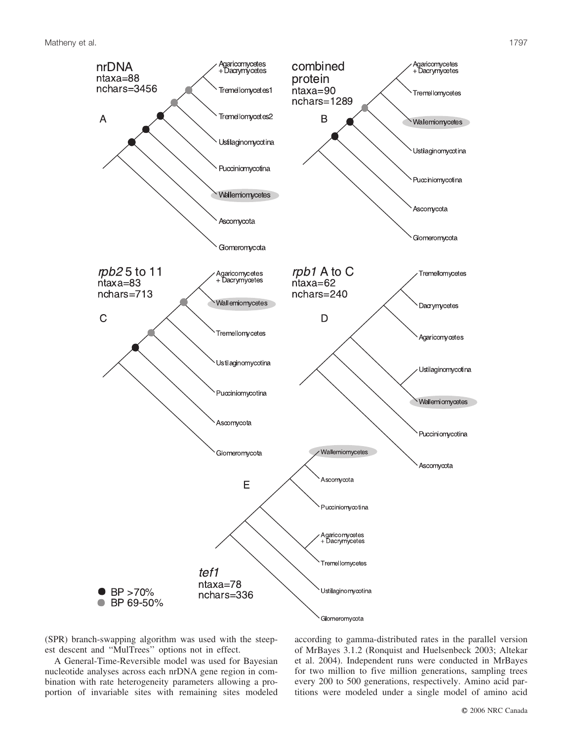(SPR) branch-swapping algorithm was used with the steepest descent and "MulTrees" options not in effect.

A General-Time-Reversible model was used for Bayesian nucleotide analyses across each nrDNA gene region in combination with rate heterogeneity parameters allowing a proportion of invariable sites with remaining sites modeled according to gamma-distributed rates in the parallel version of MrBayes 3.1.2 (Ronquist and Huelsenbeck 2003; Altekar et al. 2004). Independent runs were conducted in MrBayes for two million to five million generations, sampling trees every 200 to 500 generations, respectively. Amino acid partitions were modeled under a single model of amino acid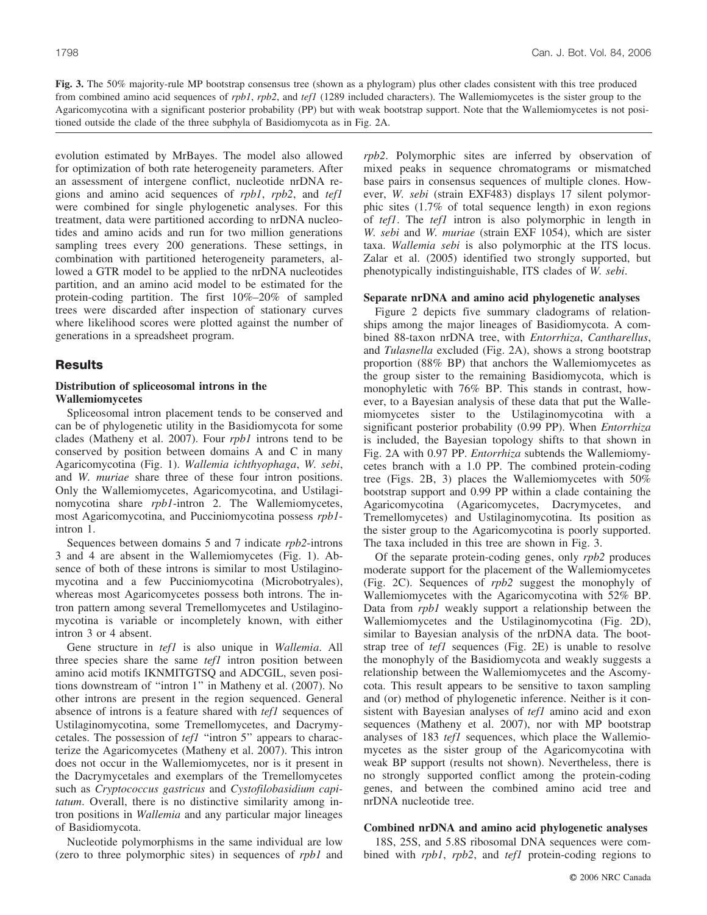**Fig. 3.** The 50% majority-rule MP bootstrap consensus tree (shown as a phylogram) plus other clades consistent with this tree produced from combined amino acid sequences of *rpb1*, *rpb2*, and *tef1* (1289 included characters). The Wallemiomycetes is the sister group to the Agaricomycotina with a significant posterior probability (PP) but with weak bootstrap support. Note that the Wallemiomycetes is not positioned outside the clade of the three subphyla of Basidiomycota as in Fig. 2A.

evolution estimated by MrBayes. The model also allowed for optimization of both rate heterogeneity parameters. After an assessment of intergene conflict, nucleotide nrDNA regions and amino acid sequences of *rpb1*, *rpb2*, and *tef1* were combined for single phylogenetic analyses. For this treatment, data were partitioned according to nrDNA nucleotides and amino acids and run for two million generations sampling trees every 200 generations. These settings, in combination with partitioned heterogeneity parameters, allowed a GTR model to be applied to the nrDNA nucleotides partition, and an amino acid model to be estimated for the protein-coding partition. The first 10%–20% of sampled trees were discarded after inspection of stationary curves where likelihood scores were plotted against the number of generations in a spreadsheet program.

## Results

### Distribution of spliceosomal introns in the Wallemiomycetes

Spliceosomal intron placement tends to be conserved and can be of phylogenetic utility in the Basidiomycota for some clades (Matheny et al. 2007). Four *rpb1* introns tend to be conserved by position between domains A and C in many Agaricomycotina (Fig. 1). *Wallemia ichthyophaga*, *W. sebi*, and *W. muriae* share three of these four intron positions. Only the Wallemiomycetes, Agaricomycotina, and Ustilaginomycotina share *rpb1*-intron 2. The Wallemiomycetes, most Agaricomycotina, and Pucciniomycotina possess *rpb1*-intron 1.

Sequences between domains 5 and 7 indicate *rpb2*-introns 3 and 4 are absent in the Wallemiomycetes (Fig. 1). Absence of both of these introns is similar to most Ustilaginomycotina and a few Pucciniomycotina (Microbotryales), whereas most Agaricomycetes possess both introns. The intron pattern among several Tremellomycetes and Ustilaginomycotina is variable or incompletely known, with either intron 3 or 4 absent.

Gene structure in *tef1* is also unique in *Wallemia*. All three species share the same *tef1* intron position between amino acid motifs IKNMITGTSQ and ADCGIL, seven positions downstream of "intron 1" in Matheny et al. (2007). No other introns are present in the region sequenced. General absence of introns is a feature shared with *tef1* sequences of Ustilaginomycotina, some Tremellomycetes, and Dacrymycetales. The possession of *tef1* "intron 5" appears to characterize the Agaricomycetes (Matheny et al. 2007). This intron does not occur in the Wallemiomycetes, nor is it present in the Dacrymycetales and exemplars of the Tremellomycetes such as *Cryptococcus gastricus* and *Cystofilobasidium capitatum*. Overall, there is no distinctive similarity among intron positions in *Wallemia* and any particular major lineages of Basidiomycota.

Nucleotide polymorphisms in the same individual are low (zero to three polymorphic sites) in sequences of *rpb1* and *rpb2*. Polymorphic sites are inferred by observation of mixed peaks in sequence chromatograms or mismatched base pairs in consensus sequences of multiple clones. However, *W. sebi* (strain EXF483) displays 17 silent polymorphic sites (1.7% of total sequence length) in exon regions of *tef1*. The *tef1* intron is also polymorphic in length in *W. sebi* and *W. muriae* (strain EXF 1054), which are sister taxa. *Wallemia sebi* is also polymorphic at the ITS locus. Zalar et al. (2005) identified two strongly supported, but phenotypically indistinguishable, ITS clades of *W. sebi*.

### Separate nrDNA and amino acid phylogenetic analyses

Figure 2 depicts five summary cladograms of relationships among the major lineages of Basidiomycota. A combined 88-taxon nrDNA tree, with *Entorrhiza*, *Cantharellus*, and *Tulasnella* excluded (Fig. 2A), shows a strong bootstrap proportion (88% BP) that anchors the Wallemiomycetes as the group sister to the remaining Basidiomycota, which is monophyletic with 76% BP. This stands in contrast, however, to a Bayesian analysis of these data that put the Wallemiomycetes sister to the Ustilaginomycotina with a significant posterior probability (0.99 PP). When *Entorrhiza* is included, the Bayesian topology shifts to that shown in Fig. 2A with 0.97 PP. *Entorrhiza* subtends the Wallemiomycetes branch with a 1.0 PP. The combined protein-coding tree (Figs. 2B, 3) places the Wallemiomycetes with 50% bootstrap support and 0.99 PP within a clade containing the Agaricomycotina (Agaricomycetes, Dacrymycetes, and Tremellomycetes) and Ustilaginomycotina. Its position as the sister group to the Agaricomycotina is poorly supported. The taxa included in this tree are shown in Fig. 3.

Of the separate protein-coding genes, only *rpb2* produces moderate support for the placement of the Wallemiomycetes (Fig. 2C). Sequences of *rpb2* suggest the monophyly of Wallemiomycetes with the Agaricomycotina with 52% BP. Data from *rpb1* weakly support a relationship between the Wallemiomycetes and the Ustilaginomycotina (Fig. 2D), similar to Bayesian analysis of the nrDNA data. The bootstrap tree of *tef1* sequences (Fig. 2E) is unable to resolve the monophyly of the Basidiomycota and weakly suggests a relationship between the Wallemiomycetes and the Ascomycota. This result appears to be sensitive to taxon sampling and (or) method of phylogenetic inference. Neither is it consistent with Bayesian analyses of *tef1* amino acid and exon sequences (Matheny et al. 2007), nor with MP bootstrap analyses of 183 *tef1* sequences, which place the Wallemiomycetes as the sister group of the Agaricomycotina with weak BP support (results not shown). Nevertheless, there is no strongly supported conflict among the protein-coding genes, and between the combined amino acid tree and nrDNA nucleotide tree.

### Combined nrDNA and amino acid phylogenetic analyses

18S, 25S, and 5.8S ribosomal DNA sequences were combined with *rpb1*, *rpb2*, and *tef1* protein-coding regions to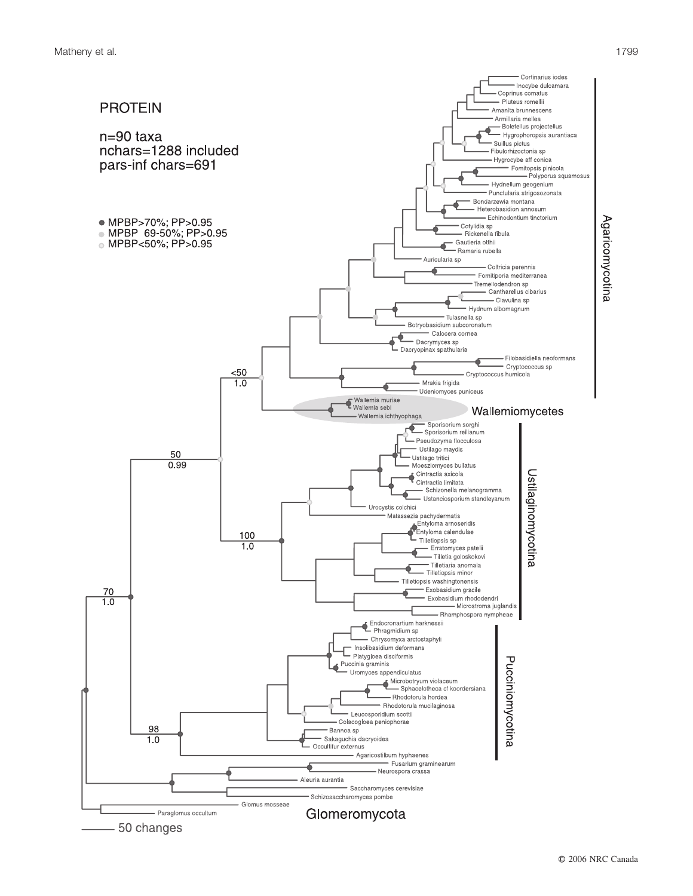PROTEIN

n=90 taxa
nchars=1288 included
pars-inf chars=691

- MPBP>70%; PP>0.95
- MPBP 69-50%; PP>0.95
- MPBP<50%; PP>0.95

Cortinarius iodes
Inocybe dulcamara
Coprinus comatus
Pluteus romellii
Amanita brunnescens
Armillaria mellea
Boletellus projectellus
Hygrophoropsis aurantiaca
Suillus pictus
Fibulorhizoctonia sp
Hygrocybe aff conica
Fomitopsis pinicola
Polyporus squamosus
Hydnellum geogenium
Punctularia strigosozonata
Bondarzewia montana
Heterobasidion annosum
Echinodontium tinctorium
Cotylidia sp
Rickenella fibula
Gautieria otthii
Ramaria rubella
Auricularia sp
Coltricia perennis
Fomitiporia mediterranea
Tremellodendron sp
Cantharellus cibarius
Clavulina sp
Hydnum albomagnum
Tulasnella sp
Botryobasidium subcoronatum
Calocera cornea
Dacrymyces sp
Dacryopinax spathularia
Filobasidiella neoformans
Cryptococcus sp
Cryptococcus humicola
Mrakia frigida
Udeniomyces puniceus

Agaricomycotina

<50
1.0

Wallemia muriae
Wallemia sebi
Wallemia ichthyophaga

Wallemiomycetes

Sporisorium sorghi
Sporisorium reilianum
Pseudozyma flocculosa
Ustilago maydis
Ustilago tritici
Moesziomyces bullatus
Cintractia axicola
Cintractia limitata
Schizonella melanogramma
Ustanciosporium standleyanum
Urocystis colchici
Malassezia pachydermatis
Entyloma arnoseridis
Entyloma calendulae
Tilletiopsis sp
Erratomyces patelii
Tilletia goloskokovi
Tilletiaria anomala
Tilletiopsis minor
Tilletiopsis washingtonensis
Exobasidium gracile
Exobasidium rhododendri
Microstroma juglandis
Rhamphospora nympheae

Ustilaginomycotina

50
0.99

100
1.0

70
1.0

Endocronartium harknessii
Phragmidium sp
Chrysomyxa arctostaphyli
Insolibasidium deformans
Platygloea disciformis
Puccinia graminis
Uromyces appendiculatus
Microbotryum violaceum
Sphacelotheca cf koordersiana
Rhodotorula hordea
Rhodotorula mucilaginosa
Leucosporidium scottii
Colacogloea peniophorae
Bannoa sp
Sakaguchia dacryoidea
Occultifur externus
Agaricostilbum hyphaenes

Pucciniomycotina

98
1.0

Fusarium graminearum
Neurospora crassa
Aleuria aurantia
Saccharomyces cerevisiae
Schizosaccharomyces pombe
Glomus mosseae
Paraglomus occultum

Glomeromycota

50 changes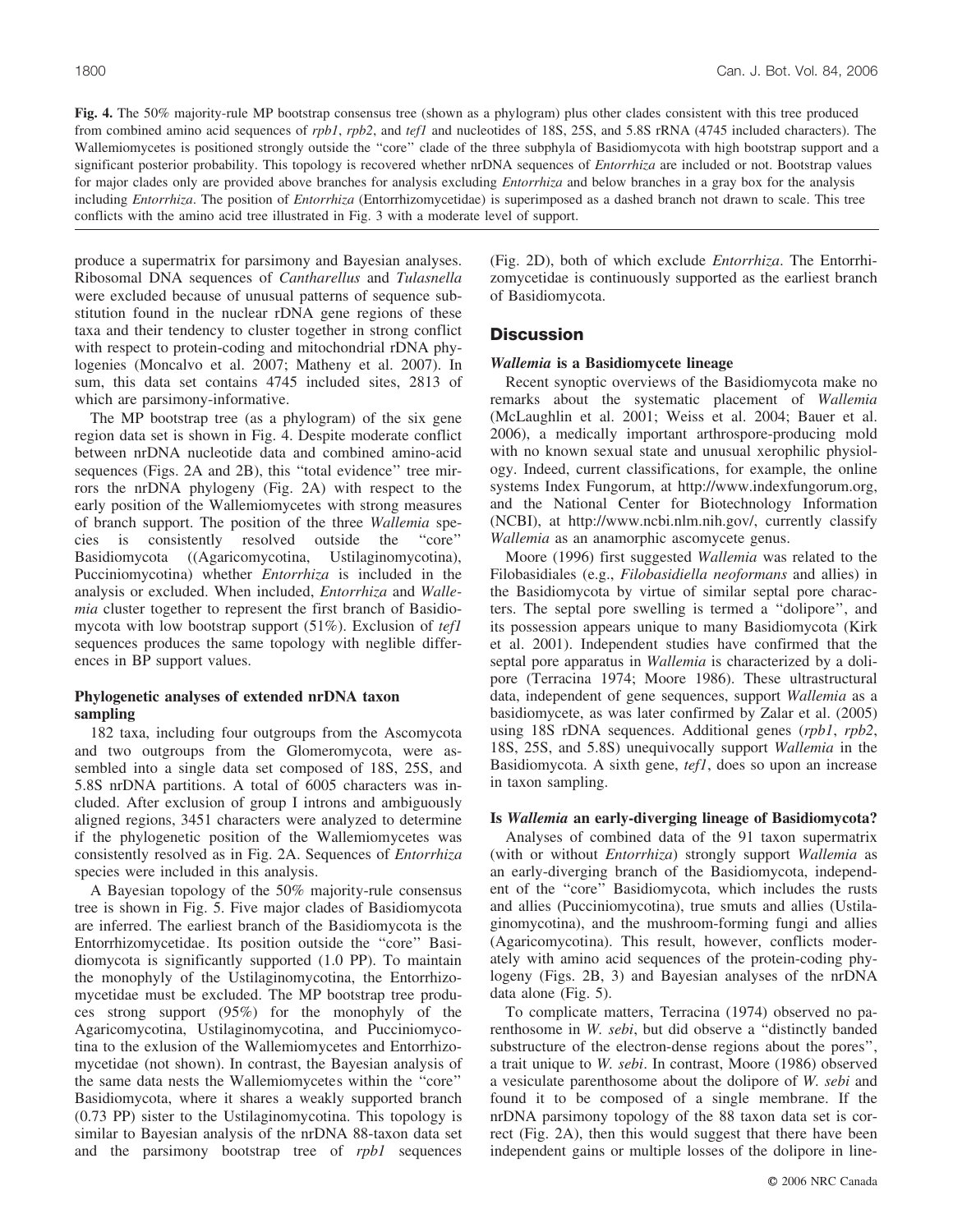**Fig. 4.** The 50% majority-rule MP bootstrap consensus tree (shown as a phylogram) plus other clades consistent with this tree produced from combined amino acid sequences of *rpb1*, *rpb2*, and *tef1* and nucleotides of 18S, 25S, and 5.8S rRNA (4745 included characters). The Wallemiomycetes is positioned strongly outside the "core" clade of the three subphyla of Basidiomycota with high bootstrap support and a significant posterior probability. This topology is recovered whether nrDNA sequences of *Entorrhiza* are included or not. Bootstrap values for major clades only are provided above branches for analysis excluding *Entorrhiza* and below branches in a gray box for the analysis including *Entorrhiza*. The position of *Entorrhiza* (Entorrhizomycetidae) is superimposed as a dashed branch not drawn to scale. This tree conflicts with the amino acid tree illustrated in Fig. 3 with a moderate level of support.

produce a supermatrix for parsimony and Bayesian analyses. Ribosomal DNA sequences of *Cantharellus* and *Tulasnella* were excluded because of unusual patterns of sequence substitution found in the nuclear rDNA gene regions of these taxa and their tendency to cluster together in strong conflict with respect to protein-coding and mitochondrial rDNA phylogenies (Moncalvo et al. 2007; Matheny et al. 2007). In sum, this data set contains 4745 included sites, 2813 of which are parsimony-informative.

The MP bootstrap tree (as a phylogram) of the six gene region data set is shown in Fig. 4. Despite moderate conflict between nrDNA nucleotide data and combined amino-acid sequences (Figs. 2A and 2B), this "total evidence" tree mirrors the nrDNA phylogeny (Fig. 2A) with respect to the early position of the Wallemiomycetes with strong measures of branch support. The position of the three *Wallemia* species is consistently resolved outside the "core" Basidiomycota ((Agaricomycotina, Ustilaginomycotina), Pucciniomycotina) whether *Entorrhiza* is included in the analysis or excluded. When included, *Entorrhiza* and *Wallemia* cluster together to represent the first branch of Basidiomycota with low bootstrap support (51%). Exclusion of *tef1* sequences produces the same topology with neglible differences in BP support values.

### Phylogenetic analyses of extended nrDNA taxon sampling

182 taxa, including four outgroups from the Ascomycota and two outgroups from the Glomeromycota, were assembled into a single data set composed of 18S, 25S, and 5.8S nrDNA partitions. A total of 6005 characters was included. After exclusion of group I introns and ambiguously aligned regions, 3451 characters were analyzed to determine if the phylogenetic position of the Wallemiomycetes was consistently resolved as in Fig. 2A. Sequences of *Entorrhiza* species were included in this analysis.

A Bayesian topology of the 50% majority-rule consensus tree is shown in Fig. 5. Five major clades of Basidiomycota are inferred. The earliest branch of the Basidiomycota is the Entorrhizomycetidae. Its position outside the "core" Basidiomycota is significantly supported (1.0 PP). To maintain the monophyly of the Ustilaginomycotina, the Entorrhizomycetidae must be excluded. The MP bootstrap tree produces strong support (95%) for the monophyly of the Agaricomycotina, Ustilaginomycotina, and Pucciniomycotina to the exlusion of the Wallemiomycetes and Entorrhizomycetidae (not shown). In contrast, the Bayesian analysis of the same data nests the Wallemiomycetes within the "core" Basidiomycota, where it shares a weakly supported branch (0.73 PP) sister to the Ustilaginomycotina. This topology is similar to Bayesian analysis of the nrDNA 88-taxon data set and the parsimony bootstrap tree of *rpb1* sequences (Fig. 2D), both of which exclude *Entorrhiza*. The Entorrhizomycetidae is continuously supported as the earliest branch of Basidiomycota.

## Discussion

### *Wallemia* is a Basidiomycete lineage

Recent synoptic overviews of the Basidiomycota make no remarks about the systematic placement of *Wallemia* (McLaughlin et al. 2001; Weiss et al. 2004; Bauer et al. 2006), a medically important arthrospore-producing mold with no known sexual state and unusual xerophilic physiology. Indeed, current classifications, for example, the online systems Index Fungorum, at http://www.indexfungorum.org, and the National Center for Biotechnology Information (NCBI), at http://www.ncbi.nlm.nih.gov/, currently classify *Wallemia* as an anamorphic ascomycete genus.

Moore (1996) first suggested *Wallemia* was related to the Filobasidiales (e.g., *Filobasidiella neoformans* and allies) in the Basidiomycota by virtue of similar septal pore characters. The septal pore swelling is termed a "dolipore", and its possession appears unique to many Basidiomycota (Kirk et al. 2001). Independent studies have confirmed that the septal pore apparatus in *Wallemia* is characterized by a dolipore (Terracina 1974; Moore 1986). These ultrastructural data, independent of gene sequences, support *Wallemia* as a basidiomycete, as was later confirmed by Zalar et al. (2005) using 18S rDNA sequences. Additional genes (*rpb1*, *rpb2*, 18S, 25S, and 5.8S) unequivocally support *Wallemia* in the Basidiomycota. A sixth gene, *tef1*, does so upon an increase in taxon sampling.

### Is *Wallemia* an early-diverging lineage of Basidiomycota?

Analyses of combined data of the 91 taxon supermatrix (with or without *Entorrhiza*) strongly support *Wallemia* as an early-diverging branch of the Basidiomycota, independent of the "core" Basidiomycota, which includes the rusts and allies (Pucciniomycotina), true smuts and allies (Ustilaginomycotina), and the mushroom-forming fungi and allies (Agaricomycotina). This result, however, conflicts moderately with amino acid sequences of the protein-coding phylogeny (Figs. 2B, 3) and Bayesian analyses of the nrDNA data alone (Fig. 5).

To complicate matters, Terracina (1974) observed no parenthosome in *W. sebi*, but did observe a "distinctly banded substructure of the electron-dense regions about the pores", a trait unique to *W. sebi*. In contrast, Moore (1986) observed a vesiculate parenthosome about the dolipore of *W. sebi* and found it to be composed of a single membrane. If the nrDNA parsimony topology of the 88 taxon data set is correct (Fig. 2A), then this would suggest that there have been independent gains or multiple losses of the dolipore in line-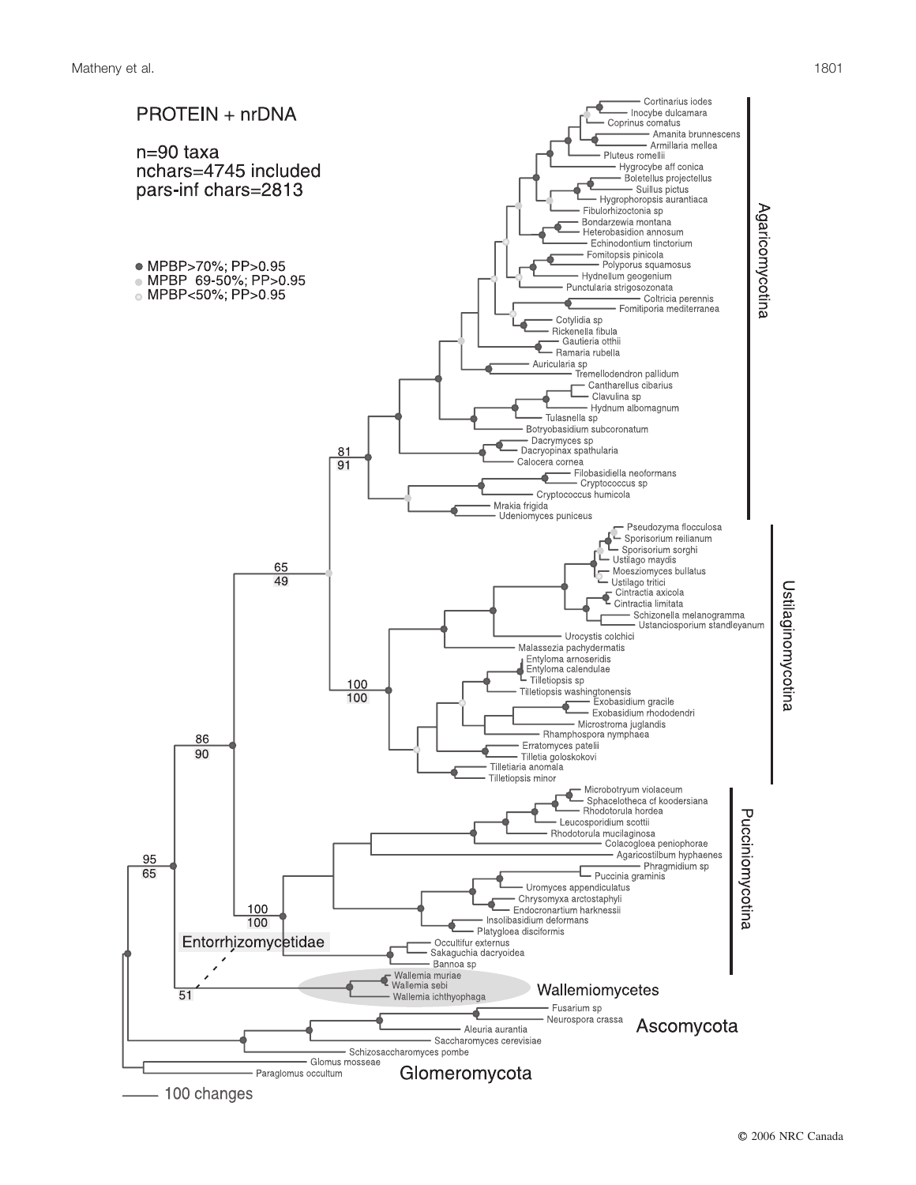PROTEIN + nrDNA

n=90 taxa
nchars=4745 included
pars-inf chars=2813

- MPBP>70%; PP>0.95
- MPBP 69-50%; PP>0.95
- MPBP<50%; PP>0.95

Agaricomycotina

Cortinarius iodes
Inocybe dulcamara
Coprinus comatus
Amanita brunnescens
Armillaria mellea
Pluteus romellii
Hygrocybe aff conica
Boletellus projectellus
Suillus pictus
Hygrophoropsis aurantiaca
Fibulorhizoctonia sp
Bondarzewia montana
Heterobasidion annosum
Echinodontium tinctorium
Fomitopsis pinicola
Polyporus squamosus
Hydnellum geogenium
Punctularia strigosozonata
Coltricia perennis
Fomitiporia mediterranea
Cotylidia sp
Rickenella fibula
Gautieria otthii
Ramaria rubella
Auricularia sp
Tremellodendron pallidum
Cantharellus cibarius
Clavulina sp
Hydnum albomagnum
Tulasnella sp
Botryobasidium subcoronatum
Dacrymyces sp
Dacryopinax spathularia
Calocera cornea
Filobasidiella neoformans
Cryptococcus sp
Cryptococcus humicola
Mrakia frigida
Udeniomyces puniceus

81
91

65
49

Ustilaginomycotina

Pseudozyma flocculosa
Sporisorium reilianum
Sporisorium sorghi
Ustilago maydis
Moesziomyces bullatus
Ustilago tritici
Cintractia axicola
Cintractia limitata
Schizonella melanogramma
Ustanciosporium standleyanum
Urocystis colchici
Malassezia pachydermatis
Entyloma arnoseridis
Entyloma calendulae
Tilletiopsis sp
Tilletiopsis washingtonensis
Exobasidium gracile
Exobasidium rhododendri
Microstroma juglandis
Rhamphospora nymphaea
Erratomyces patelii
Tilletia goloskokovi
Tilletiaria anomala
Tilletiopsis minor

100
100

86
90

Pucciniomycotina

Microbotryum violaceum
Sphacelotheca cf koodersiana
Rhodotorula hordea
Leucosporidium scottii
Rhodotorula mucilaginosa
Colacogloea peniophorae
Agaricostilbum hyphaenes
Phragmidium sp
Puccinia graminis
Uromyces appendiculatus
Chrysomyxa arctostaphyli
Endocronartium harknessii
Insolibasidium deformans
Platygloea disciformis
Occultifur externus
Sakaguchia dacryoidea
Bannoa sp

100
100

95
65

Entorrhizomycetidae

51

Wallemia muriae
Wallemia sebi
Wallemia ichthyophaga
Wallemiomycetes

Fusarium sp
Neurospora crassa
Aleuria aurantia
Saccharomyces cerevisiae
Schizosaccharomyces pombe
Ascomycota

Glomus mosseae
Paraglomus occultum
Glomeromycota

100 changes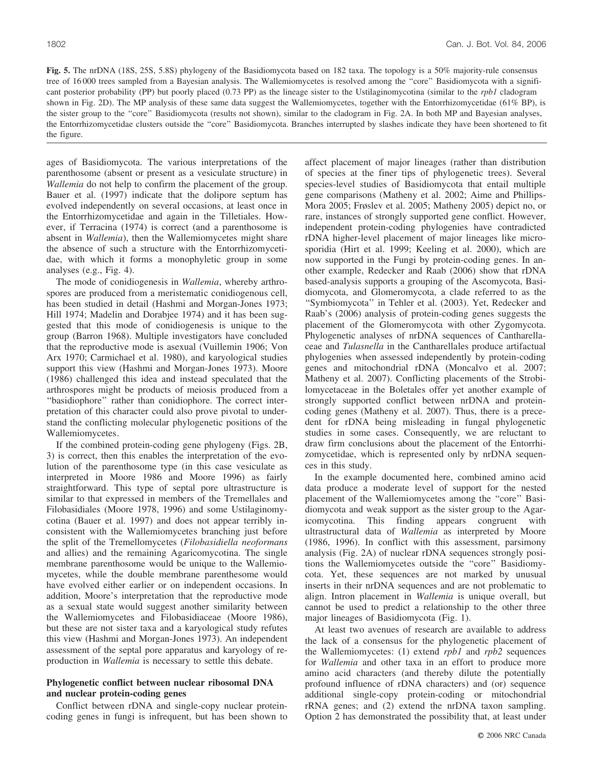**Fig. 5.** The nrDNA (18S, 25S, 5.8S) phylogeny of the Basidiomycota based on 182 taxa. The topology is a 50% majority-rule consensus tree of 16 000 trees sampled from a Bayesian analysis. The Wallemiomycetes is resolved among the "core" Basidiomycota with a significant posterior probability (PP) but poorly placed (0.73 PP) as the lineage sister to the Ustilaginomycotina (similar to the *rpb1* cladogram shown in Fig. 2D). The MP analysis of these same data suggest the Wallemiomycetes, together with the Entorrhizomycetidae (61% BP), is the sister group to the "core" Basidiomycota (results not shown), similar to the cladogram in Fig. 2A. In both MP and Bayesian analyses, the Entorrhizomycetidae clusters outside the "core" Basidiomycota. Branches interrupted by slashes indicate they have been shortened to fit the figure.

ages of Basidiomycota. The various interpretations of the parenthosome (absent or present as a vesiculate structure) in *Wallemia* do not help to confirm the placement of the group. Bauer et al. (1997) indicate that the dolipore septum has evolved independently on several occasions, at least once in the Entorrhizomycetidae and again in the Tilletiales. However, if Terracina (1974) is correct (and a parenthosome is absent in *Wallemia*), then the Wallemiomycetes might share the absence of such a structure with the Entorrhizomycetidae, with which it forms a monophyletic group in some analyses (e.g., Fig. 4).

The mode of conidiogenesis in *Wallemia*, whereby arthrospores are produced from a meristematic conidiogenous cell, has been studied in detail (Hashmi and Morgan-Jones 1973; Hill 1974; Madelin and Dorabjee 1974) and it has been suggested that this mode of conidiogenesis is unique to the group (Barron 1968). Multiple investigators have concluded that the reproductive mode is asexual (Vuillemin 1906; Von Arx 1970; Carmichael et al. 1980), and karyological studies support this view (Hashmi and Morgan-Jones 1973). Moore (1986) challenged this idea and instead speculated that the arthrospores might be products of meiosis produced from a "basidiophore" rather than conidiophore. The correct interpretation of this character could also prove pivotal to understand the conflicting molecular phylogenetic positions of the Wallemiomycetes.

If the combined protein-coding gene phylogeny (Figs. 2B, 3) is correct, then this enables the interpretation of the evolution of the parenthosome type (in this case vesiculate as interpreted in Moore 1986 and Moore 1996) as fairly straightforward. This type of septal pore ultrastructure is similar to that expressed in members of the Tremellales and Filobasidiales (Moore 1978, 1996) and some Ustilaginomycotina (Bauer et al. 1997) and does not appear terribly inconsistent with the Wallemiomycetes branching just before the split of the Tremellomycetes (*Filobasidiella neoformans* and allies) and the remaining Agaricomycotina. The single membrane parenthosome would be unique to the Wallemiomycetes, while the double membrane parenthesome would have evolved either earlier or on independent occasions. In addition, Moore's interpretation that the reproductive mode as a sexual state would suggest another similarity between the Wallemiomycetes and Filobasidiaceae (Moore 1986), but these are not sister taxa and a karyological study refutes this view (Hashmi and Morgan-Jones 1973). An independent assessment of the septal pore apparatus and karyology of reproduction in *Wallemia* is necessary to settle this debate.

### Phylogenetic conflict between nuclear ribosomal DNA and nuclear protein-coding genes

Conflict between rDNA and single-copy nuclear protein-coding genes in fungi is infrequent, but has been shown to affect placement of major lineages (rather than distribution of species at the finer tips of phylogenetic trees). Several species-level studies of Basidiomycota that entail multiple gene comparisons (Matheny et al. 2002; Aime and Phillips-Mora 2005; Frøslev et al. 2005; Matheny 2005) depict no, or rare, instances of strongly supported gene conflict. However, independent protein-coding phylogenies have contradicted rDNA higher-level placement of major lineages like microsporidia (Hirt et al. 1999; Keeling et al. 2000), which are now supported in the Fungi by protein-coding genes. In another example, Redecker and Raab (2006) show that rDNA based-analysis supports a grouping of the Ascomycota, Basidiomycota, and Glomeromycota, a clade referred to as the "Symbiomycota" in Tehler et al. (2003). Yet, Redecker and Raab's (2006) analysis of protein-coding genes suggests the placement of the Glomeromycota with other Zygomycota. Phylogenetic analyses of nrDNA sequences of Cantharellaceae and *Tulasnella* in the Cantharellales produce artifactual phylogenies when assessed independently by protein-coding genes and mitochondrial rDNA (Moncalvo et al. 2007; Matheny et al. 2007). Conflicting placements of the Strobilomycetaceae in the Boletales offer yet another example of strongly supported conflict between nrDNA and protein-coding genes (Matheny et al. 2007). Thus, there is a precedent for rDNA being misleading in fungal phylogenetic studies in some cases. Consequently, we are reluctant to draw firm conclusions about the placement of the Entorrhizomycetidae, which is represented only by nrDNA sequences in this study.

In the example documented here, combined amino acid data produce a moderate level of support for the nested placement of the Wallemiomycetes among the "core" Basidiomycota and weak support as the sister group to the Agaricomycotina. This finding appears congruent with ultrastructural data of *Wallemia* as interpreted by Moore (1986, 1996). In conflict with this assessment, parsimony analysis (Fig. 2A) of nuclear rDNA sequences strongly positions the Wallemiomycetes outside the "core" Basidiomycota. Yet, these sequences are not marked by unusual inserts in their nrDNA sequences and are not problematic to align. Intron placement in *Wallemia* is unique overall, but cannot be used to predict a relationship to the other three major lineages of Basidiomycota (Fig. 1).

At least two avenues of research are available to address the lack of a consensus for the phylogenetic placement of the Wallemiomycetes: (1) extend *rpb1* and *rpb2* sequences for *Wallemia* and other taxa in an effort to produce more amino acid characters (and thereby dilute the potentially profound influence of rDNA characters) and (or) sequence additional single-copy protein-coding or mitochondrial rRNA genes; and (2) extend the nrDNA taxon sampling. Option 2 has demonstrated the possibility that, at least under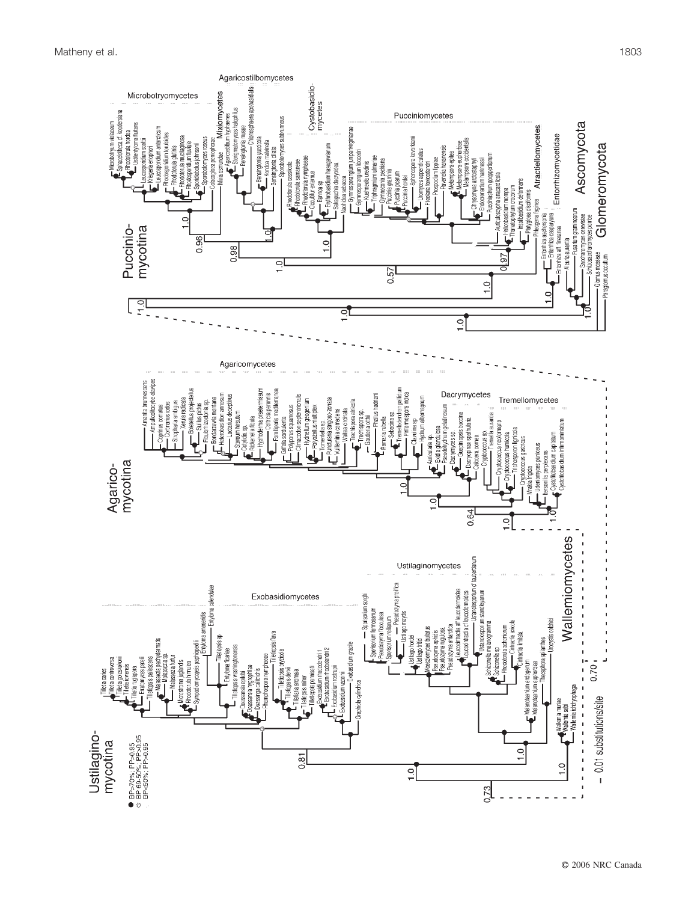Ustilagino-
mycotina

● BP>70%, PP>0.95
◐ BP 69–50%, PP>0.95
○ BP<50%, PP>0.95

Exobasidiomycetes

Ustilaginomycetes

Wallemiomycetes

– 0.01 substitutions/site

Agarico-
mycotina

Agaricomycetes

Dacrymycetes

Tremellomycetes

Pucciniomycotina

Microbotryomycetes

Agaricostilbomycetes

Mixiomycetes

Cystobasidio-
mycetes

Pucciniomycetes

Atractiellomycetes

Entorrhizomycetidae

Ascomycota

Glomeromycota

© 2006 NRC Canada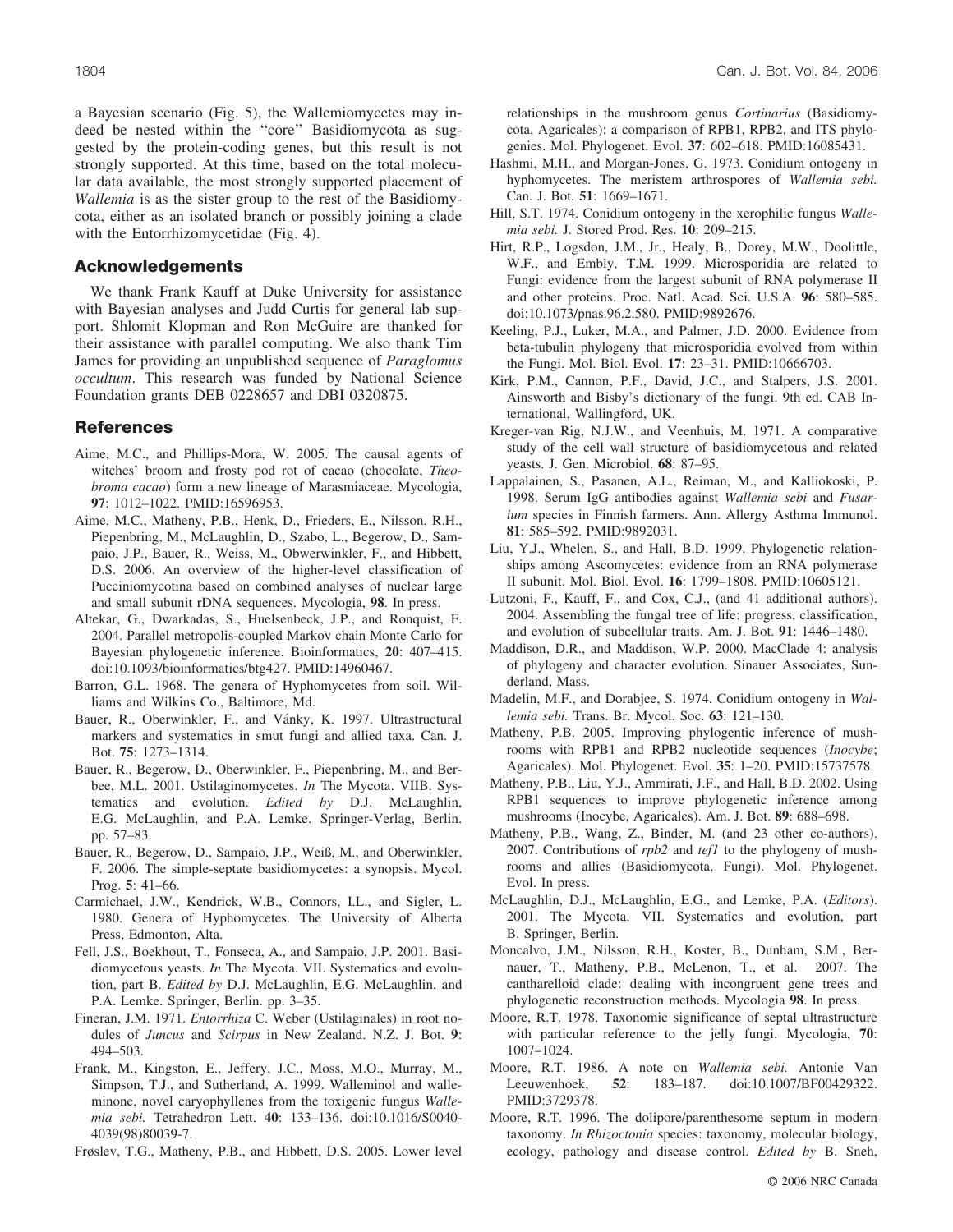a Bayesian scenario (Fig. 5), the Wallemiomycetes may indeed be nested within the "core" Basidiomycota as suggested by the protein-coding genes, but this result is not strongly supported. At this time, based on the total molecular data available, the most strongly supported placement of *Wallemia* is as the sister group to the rest of the Basidiomycota, either as an isolated branch or possibly joining a clade with the Entorrhizomycetidae (Fig. 4).

## Acknowledgements

We thank Frank Kauff at Duke University for assistance with Bayesian analyses and Judd Curtis for general lab support. Shlomit Klopman and Ron McGuire are thanked for their assistance with parallel computing. We also thank Tim James for providing an unpublished sequence of *Paraglomus occultum*. This research was funded by National Science Foundation grants DEB 0228657 and DBI 0320875.

## References

Aime, M.C., and Phillips-Mora, W. 2005. The causal agents of witches' broom and frosty pod rot of cacao (chocolate, *Theobroma cacao*) form a new lineage of Marasmiaceae. Mycologia, **97**: 1012–1022. PMID:16596953.

Aime, M.C., Matheny, P.B., Henk, D., Frieders, E., Nilsson, R.H., Piepenbring, M., McLaughlin, D., Szabo, L., Begerow, D., Sampaio, J.P., Bauer, R., Weiss, M., Obwerwinkler, F., and Hibbett, D.S. 2006. An overview of the higher-level classification of Pucciniomycotina based on combined analyses of nuclear large and small subunit rDNA sequences. Mycologia, **98**. In press.

Altekar, G., Dwarkadas, S., Huelsenbeck, J.P., and Ronquist, F. 2004. Parallel metropolis-coupled Markov chain Monte Carlo for Bayesian phylogenetic inference. Bioinformatics, **20**: 407–415. doi:10.1093/bioinformatics/btg427. PMID:14960467.

Barron, G.L. 1968. The genera of Hyphomycetes from soil. Williams and Wilkins Co., Baltimore, Md.

Bauer, R., Oberwinkler, F., and Vánky, K. 1997. Ultrastructural markers and systematics in smut fungi and allied taxa. Can. J. Bot. **75**: 1273–1314.

Bauer, R., Begerow, D., Oberwinkler, F., Piepenbring, M., and Berbee, M.L. 2001. Ustilaginomycetes. *In* The Mycota. VIIB. Systematics and evolution. *Edited by* D.J. McLaughlin, E.G. McLaughlin, and P.A. Lemke. Springer-Verlag, Berlin. pp. 57–83.

Bauer, R., Begerow, D., Sampaio, J.P., Weiß, M., and Oberwinkler, F. 2006. The simple-septate basidiomycetes: a synopsis. Mycol. Prog. **5**: 41–66.

Carmichael, J.W., Kendrick, W.B., Connors, I.L., and Sigler, L. 1980. Genera of Hyphomycetes. The University of Alberta Press, Edmonton, Alta.

Fell, J.S., Boekhout, T., Fonseca, A., and Sampaio, J.P. 2001. Basidiomycetous yeasts. *In* The Mycota. VII. Systematics and evolution, part B. *Edited by* D.J. McLaughlin, E.G. McLaughlin, and P.A. Lemke. Springer, Berlin. pp. 3–35.

Fineran, J.M. 1971. *Entorrhiza* C. Weber (Ustilaginales) in root nodules of *Juncus* and *Scirpus* in New Zealand. N.Z. J. Bot. **9**: 494–503.

Frank, M., Kingston, E., Jeffery, J.C., Moss, M.O., Murray, M., Simpson, T.J., and Sutherland, A. 1999. Walleminol and walleminone, novel caryophyllenes from the toxigenic fungus *Wallemia sebi.* Tetrahedron Lett. **40**: 133–136. doi:10.1016/S0040-4039(98)80039-7.

Frøslev, T.G., Matheny, P.B., and Hibbett, D.S. 2005. Lower level relationships in the mushroom genus *Cortinarius* (Basidiomycota, Agaricales): a comparison of RPB1, RPB2, and ITS phylogenies. Mol. Phylogenet. Evol. **37**: 602–618. PMID:16085431.

Hashmi, M.H., and Morgan-Jones, G. 1973. Conidium ontogeny in hyphomycetes. The meristem arthrospores of *Wallemia sebi.* Can. J. Bot. **51**: 1669–1671.

Hill, S.T. 1974. Conidium ontogeny in the xerophilic fungus *Wallemia sebi.* J. Stored Prod. Res. **10**: 209–215.

Hirt, R.P., Logsdon, J.M., Jr., Healy, B., Dorey, M.W., Doolittle, W.F., and Embly, T.M. 1999. Microsporidia are related to Fungi: evidence from the largest subunit of RNA polymerase II and other proteins. Proc. Natl. Acad. Sci. U.S.A. **96**: 580–585. doi:10.1073/pnas.96.2.580. PMID:9892676.

Keeling, P.J., Luker, M.A., and Palmer, J.D. 2000. Evidence from beta-tubulin phylogeny that microsporidia evolved from within the Fungi. Mol. Biol. Evol. **17**: 23–31. PMID:10666703.

Kirk, P.M., Cannon, P.F., David, J.C., and Stalpers, J.S. 2001. Ainsworth and Bisby's dictionary of the fungi. 9th ed. CAB International, Wallingford, UK.

Kreger-van Rig, N.J.W., and Veenhuis, M. 1971. A comparative study of the cell wall structure of basidiomycetous and related yeasts. J. Gen. Microbiol. **68**: 87–95.

Lappalainen, S., Pasanen, A.L., Reiman, M., and Kalliokoski, P. 1998. Serum IgG antibodies against *Wallemia sebi* and *Fusarium* species in Finnish farmers. Ann. Allergy Asthma Immunol. **81**: 585–592. PMID:9892031.

Liu, Y.J., Whelen, S., and Hall, B.D. 1999. Phylogenetic relationships among Ascomycetes: evidence from an RNA polymerase II subunit. Mol. Biol. Evol. **16**: 1799–1808. PMID:10605121.

Lutzoni, F., Kauff, F., and Cox, C.J., (and 41 additional authors). 2004. Assembling the fungal tree of life: progress, classification, and evolution of subcellular traits. Am. J. Bot. **91**: 1446–1480.

Maddison, D.R., and Maddison, W.P. 2000. MacClade 4: analysis of phylogeny and character evolution. Sinauer Associates, Sunderland, Mass.

Madelin, M.F., and Dorabjee, S. 1974. Conidium ontogeny in *Wallemia sebi.* Trans. Br. Mycol. Soc. **63**: 121–130.

Matheny, P.B. 2005. Improving phylogentic inference of mushrooms with RPB1 and RPB2 nucleotide sequences (*Inocybe*; Agaricales). Mol. Phylogenet. Evol. **35**: 1–20. PMID:15737578.

Matheny, P.B., Liu, Y.J., Ammirati, J.F., and Hall, B.D. 2002. Using RPB1 sequences to improve phylogenetic inference among mushrooms (Inocybe, Agaricales). Am. J. Bot. **89**: 688–698.

Matheny, P.B., Wang, Z., Binder, M. (and 23 other co-authors). 2007. Contributions of *rpb2* and *tef1* to the phylogeny of mushrooms and allies (Basidiomycota, Fungi). Mol. Phylogenet. Evol. In press.

McLaughlin, D.J., McLaughlin, E.G., and Lemke, P.A. (*Editors*). 2001. The Mycota. VII. Systematics and evolution, part B. Springer, Berlin.

Moncalvo, J.M., Nilsson, R.H., Koster, B., Dunham, S.M., Bernauer, T., Matheny, P.B., McLenon, T., et al. 2007. The cantharelloid clade: dealing with incongruent gene trees and phylogenetic reconstruction methods. Mycologia **98**. In press.

Moore, R.T. 1978. Taxonomic significance of septal ultrastructure with particular reference to the jelly fungi. Mycologia, **70**: 1007–1024.

Moore, R.T. 1986. A note on *Wallemia sebi.* Antonie Van Leeuwenhoek, **52**: 183–187. doi:10.1007/BF00429322. PMID:3729378.

Moore, R.T. 1996. The dolipore/parenthesome septum in modern taxonomy. *In Rhizoctonia* species: taxonomy, molecular biology, ecology, pathology and disease control. *Edited by* B. Sneh,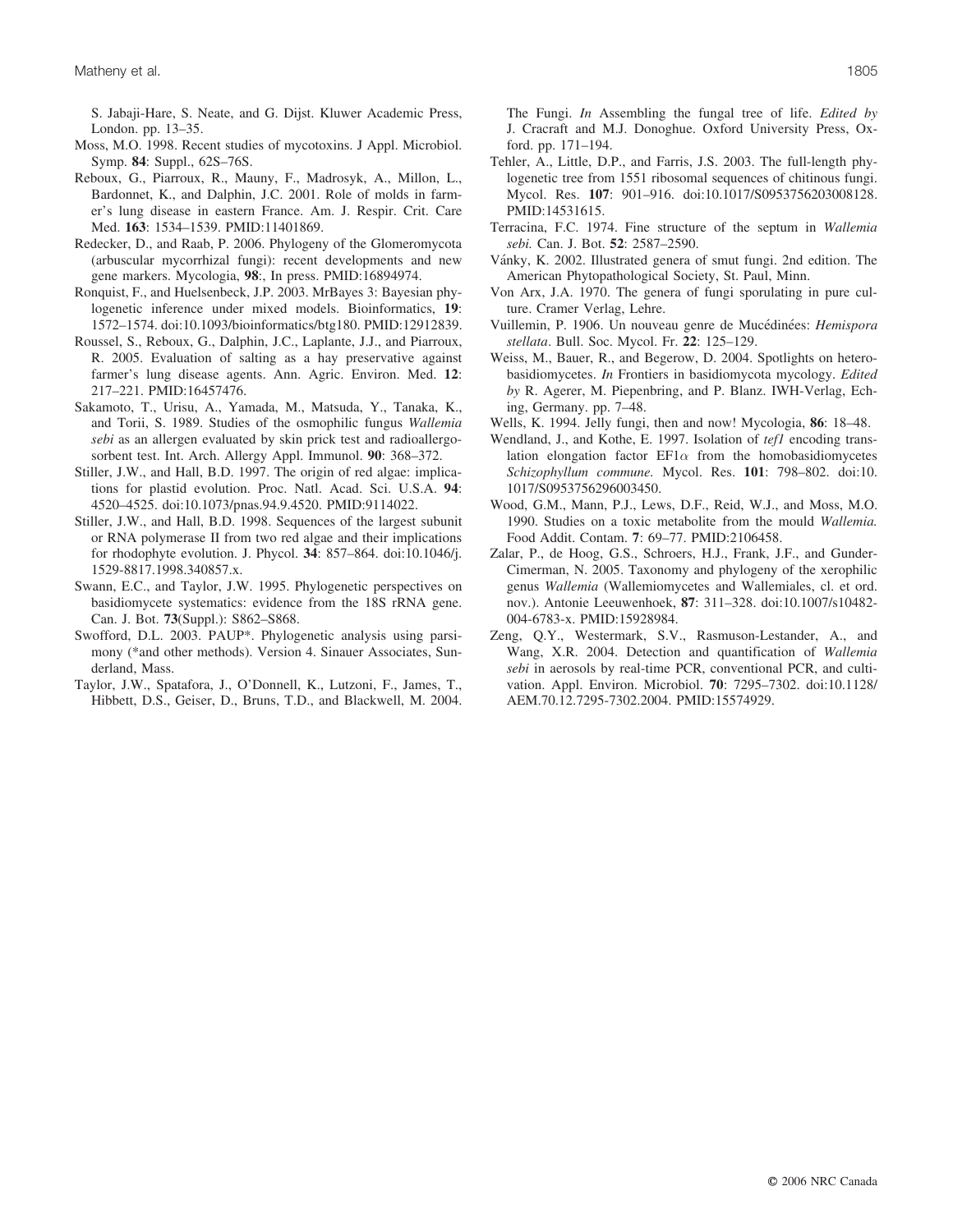S. Jabaji-Hare, S. Neate, and G. Dijst. Kluwer Academic Press, London. pp. 13–35.

Moss, M.O. 1998. Recent studies of mycotoxins. J Appl. Microbiol. Symp. **84**: Suppl., 62S–76S.

Reboux, G., Piarroux, R., Mauny, F., Madrosyk, A., Millon, L., Bardonnet, K., and Dalphin, J.C. 2001. Role of molds in farmer's lung disease in eastern France. Am. J. Respir. Crit. Care Med. **163**: 1534–1539. PMID:11401869.

Redecker, D., and Raab, P. 2006. Phylogeny of the Glomeromycota (arbuscular mycorrhizal fungi): recent developments and new gene markers. Mycologia, **98**:, In press. PMID:16894974.

Ronquist, F., and Huelsenbeck, J.P. 2003. MrBayes 3: Bayesian phylogenetic inference under mixed models. Bioinformatics, **19**: 1572–1574. doi:10.1093/bioinformatics/btg180. PMID:12912839.

Roussel, S., Reboux, G., Dalphin, J.C., Laplante, J.J., and Piarroux, R. 2005. Evaluation of salting as a hay preservative against farmer's lung disease agents. Ann. Agric. Environ. Med. **12**: 217–221. PMID:16457476.

Sakamoto, T., Urisu, A., Yamada, M., Matsuda, Y., Tanaka, K., and Torii, S. 1989. Studies of the osmophilic fungus *Wallemia sebi* as an allergen evaluated by skin prick test and radioallergosorbent test. Int. Arch. Allergy Appl. Immunol. **90**: 368–372.

Stiller, J.W., and Hall, B.D. 1997. The origin of red algae: implications for plastid evolution. Proc. Natl. Acad. Sci. U.S.A. **94**: 4520–4525. doi:10.1073/pnas.94.9.4520. PMID:9114022.

Stiller, J.W., and Hall, B.D. 1998. Sequences of the largest subunit or RNA polymerase II from two red algae and their implications for rhodophyte evolution. J. Phycol. **34**: 857–864. doi:10.1046/j.1529-8817.1998.340857.x.

Swann, E.C., and Taylor, J.W. 1995. Phylogenetic perspectives on basidiomycete systematics: evidence from the 18S rRNA gene. Can. J. Bot. **73**(Suppl.): S862–S868.

Swofford, D.L. 2003. PAUP*. Phylogenetic analysis using parsimony (*and other methods). Version 4. Sinauer Associates, Sunderland, Mass.

Taylor, J.W., Spatafora, J., O'Donnell, K., Lutzoni, F., James, T., Hibbett, D.S., Geiser, D., Bruns, T.D., and Blackwell, M. 2004. The Fungi. *In* Assembling the fungal tree of life. *Edited by* J. Cracraft and M.J. Donoghue. Oxford University Press, Oxford. pp. 171–194.

Tehler, A., Little, D.P., and Farris, J.S. 2003. The full-length phylogenetic tree from 1551 ribosomal sequences of chitinous fungi. Mycol. Res. **107**: 901–916. doi:10.1017/S0953756203008128. PMID:14531615.

Terracina, F.C. 1974. Fine structure of the septum in *Wallemia sebi.* Can. J. Bot. **52**: 2587–2590.

Vánky, K. 2002. Illustrated genera of smut fungi. 2nd edition. The American Phytopathological Society, St. Paul, Minn.

Von Arx, J.A. 1970. The genera of fungi sporulating in pure culture. Cramer Verlag, Lehre.

Vuillemin, P. 1906. Un nouveau genre de Mucédinées: *Hemispora stellata*. Bull. Soc. Mycol. Fr. **22**: 125–129.

Weiss, M., Bauer, R., and Begerow, D. 2004. Spotlights on heterobasidiomycetes. *In* Frontiers in basidiomycota mycology. *Edited by* R. Agerer, M. Piepenbring, and P. Blanz. IWH-Verlag, Eching, Germany. pp. 7–48.

Wells, K. 1994. Jelly fungi, then and now! Mycologia, **86**: 18–48.

Wendland, J., and Kothe, E. 1997. Isolation of *tef1* encoding translation elongation factor EF1$\alpha$ from the homobasidiomycetes *Schizophyllum commune*. Mycol. Res. **101**: 798–802. doi:10.1017/S0953756296003450.

Wood, G.M., Mann, P.J., Lews, D.F., Reid, W.J., and Moss, M.O. 1990. Studies on a toxic metabolite from the mould *Wallemia.* Food Addit. Contam. **7**: 69–77. PMID:2106458.

Zalar, P., de Hoog, G.S., Schroers, H.J., Frank, J.F., and Gunder-Cimerman, N. 2005. Taxonomy and phylogeny of the xerophilic genus *Wallemia* (Wallemiomycetes and Wallemiales, cl. et ord. nov.). Antonie Leeuwenhoek, **87**: 311–328. doi:10.1007/s10482-004-6783-x. PMID:15928984.

Zeng, Q.Y., Westermark, S.V., Rasmuson-Lestander, A., and Wang, X.R. 2004. Detection and quantification of *Wallemia sebi* in aerosols by real-time PCR, conventional PCR, and cultivation. Appl. Environ. Microbiol. **70**: 7295–7302. doi:10.1128/AEM.70.12.7295-7302.2004. PMID:15574929.

© 2006 NRC Canada